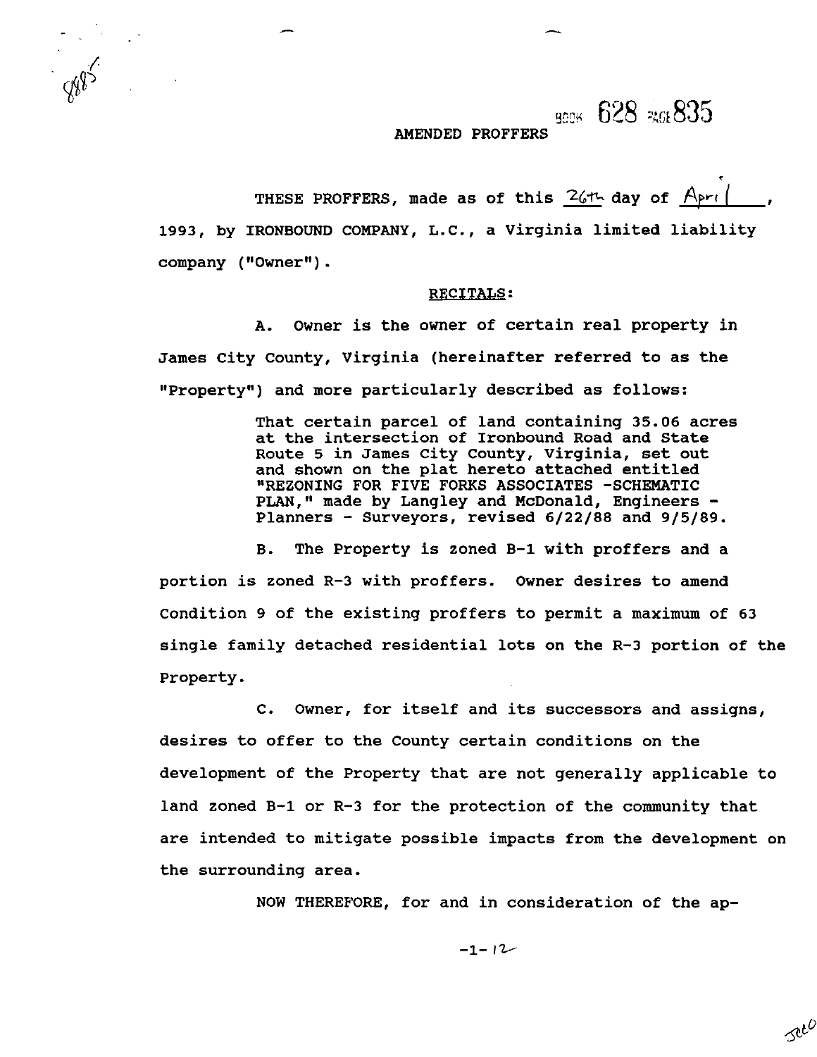BOOK 628 PAGE 835

# AMENDED PROFFERS

THESE PROFFERS, made as of this 26th day of April, 1993, by IRONBOUND COMPANY, L.C., a Virginia limited liability company ("Owner").

## RECITALS:

A. Owner is the owner of certain real property in James City County, Virginia (hereinafter referred to as the "Property") and more particularly described as follows:

> That certain parcel of land containing 35.06 acres at the intersection of Ironbound Road and State Route 5 in James City County, Virginia, set out and shown on the plat hereto attached entitled "REZONING FOR FIVE FORKS ASSOCIATES -SCHEMATIC PLAN," made by Langley and McDonald, Engineers - Planners - Surveyors, revised 6/22/88 and 9/5/89.

B. The Property is zoned B-1 with proffers and a portion is zoned R-3 with proffers. Owner desires to amend Condition 9 of the existing proffers to permit a maximum of 63 single family detached residential lots on the R-3 portion of the Property.

C. Owner, for itself and its successors and assigns, desires to offer to the County certain conditions on the development of the Property that are not generally applicable to land zoned B-1 or R-3 for the protection of the community that are intended to mitigate possible impacts from the development on the surrounding area.

NOW THEREFORE, for and in consideration of the ap-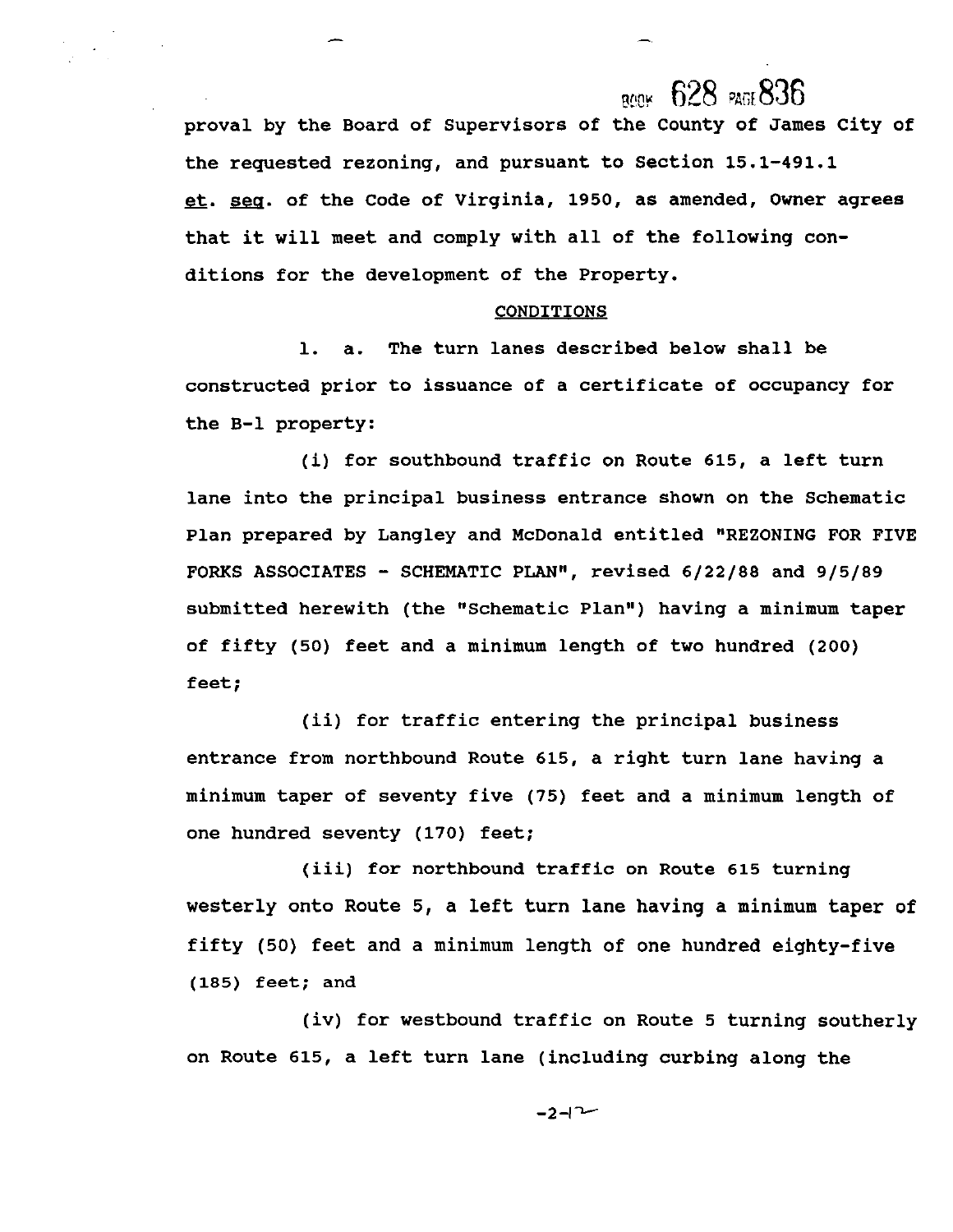proval by the Board of Supervisors of the County of James City of the requested rezoning, and pursuant to Section 15.1-491.1 et. seq. of the Code of Virginia, 1950, as amended, Owner agrees that it will meet and comply with all of the following conditions for the development of the Property.

CONDITIONS

1. a. The turn lanes described below shall be constructed prior to issuance of a certificate of occupancy for the B-1 property:

(i) for southbound traffic on Route 615, a left turn lane into the principal business entrance shown on the Schematic Plan prepared by Langley and McDonald entitled "REZONING FOR FIVE FORKS ASSOCIATES - SCHEMATIC PLAN", revised 6/22/88 and 9/5/89 submitted herewith (the "Schematic Plan") having a minimum taper of fifty (50) feet and a minimum length of two hundred (200) feet;

(ii) for traffic entering the principal business entrance from northbound Route 615, a right turn lane having a minimum taper of seventy five (75) feet and a minimum length of one hundred seventy (170) feet;

(iii) for northbound traffic on Route 615 turning westerly onto Route 5, a left turn lane having a minimum taper of fifty (50) feet and a minimum length of one hundred eighty-five (185) feet; and

(iv) for westbound traffic on Route 5 turning southerly on Route 615, a left turn lane (including curbing along the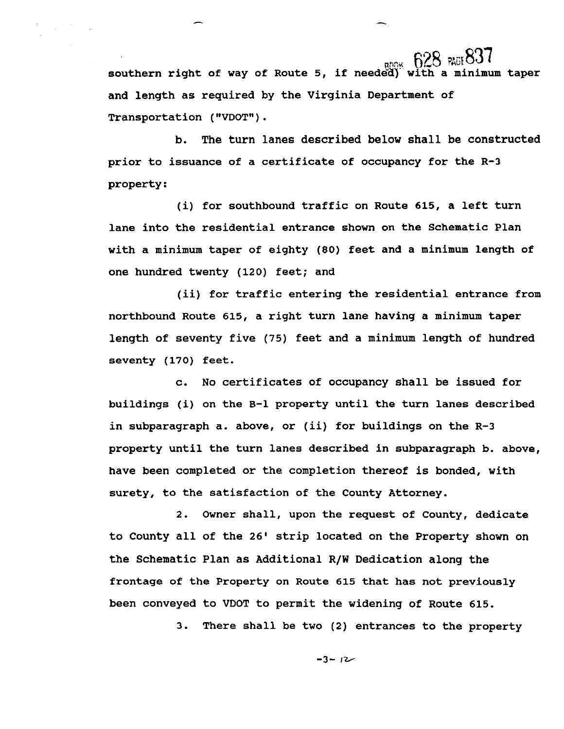southern right of way of Route 5, if needed) with a minimum taper and length as required by the Virginia Department of Transportation ("VDOT").

b. The turn lanes described below shall be constructed prior to issuance of a certificate of occupancy for the R-3 property:

(i) for southbound traffic on Route 615, a left turn lane into the residential entrance shown on the Schematic Plan with a minimum taper of eighty (80) feet and a minimum length of one hundred twenty (120) feet; and

(ii) for traffic entering the residential entrance from northbound Route 615, a right turn lane having a minimum taper length of seventy five (75) feet and a minimum length of hundred seventy (170) feet.

c. No certificates of occupancy shall be issued for buildings (i) on the B-1 property until the turn lanes described in subparagraph a. above, or (ii) for buildings on the R-3 property until the turn lanes described in subparagraph b. above, have been completed or the completion thereof is bonded, with surety, to the satisfaction of the County Attorney.

2. Owner shall, upon the request of County, dedicate to County all of the 26' strip located on the Property shown on the Schematic Plan as Additional R/W Dedication along the frontage of the Property on Route 615 that has not previously been conveyed to VDOT to permit the widening of Route 615.

3. There shall be two (2) entrances to the property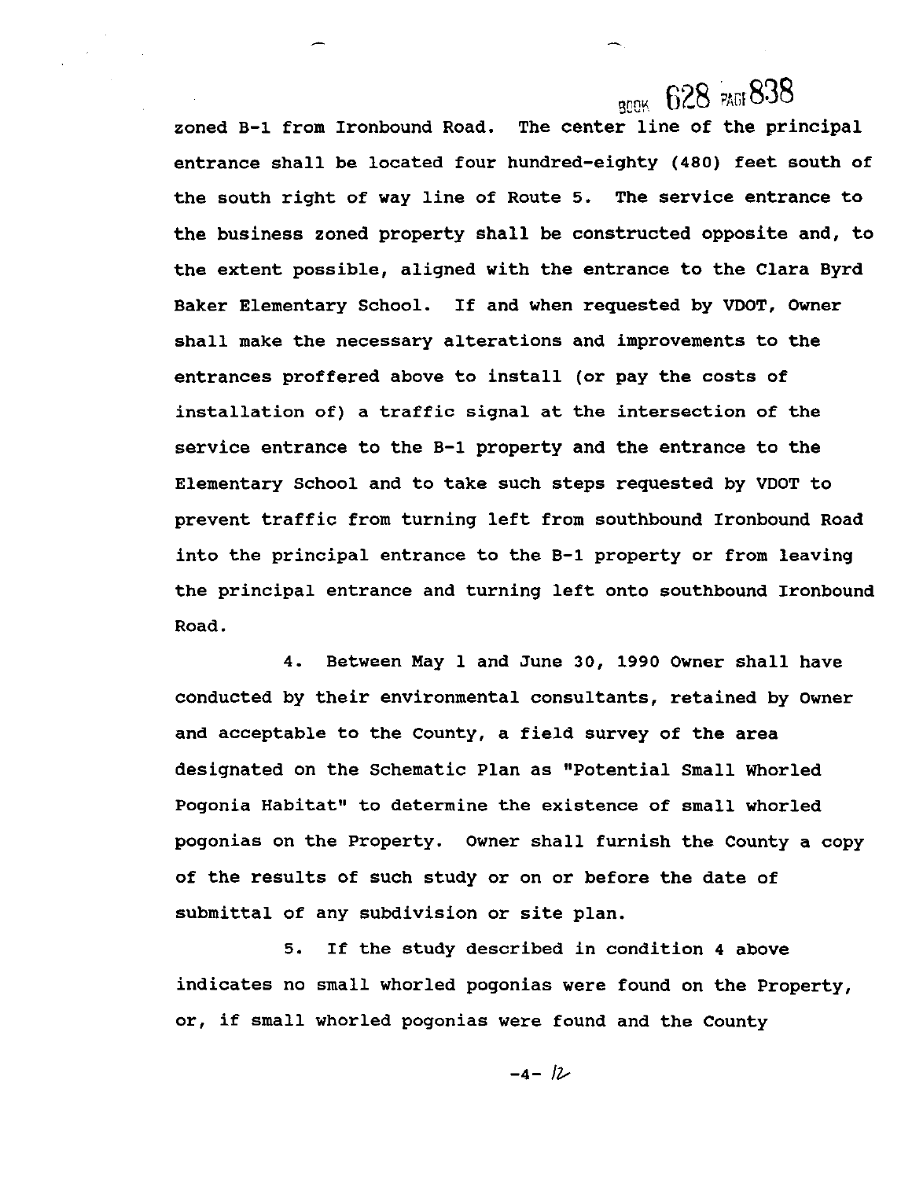zoned B-1 from Ironbound Road. The center line of the principal entrance shall be located four hundred-eighty (480) feet south of the south right of way line of Route 5. The service entrance to the business zoned property shall be constructed opposite and, to the extent possible, aligned with the entrance to the Clara Byrd Baker Elementary School. If and when requested by VDOT, Owner shall make the necessary alterations and improvements to the entrances proffered above to install (or pay the costs of installation of) a traffic signal at the intersection of the service entrance to the B-1 property and the entrance to the Elementary School and to take such steps requested by VDOT to prevent traffic from turning left from southbound Ironbound Road into the principal entrance to the B-1 property or from leaving the principal entrance and turning left onto southbound Ironbound Road.

4. Between May 1 and June 30, 1990 Owner shall have conducted by their environmental consultants, retained by Owner and acceptable to the County, a field survey of the area designated on the Schematic Plan as "Potential Small Whorled Pogonia Habitat" to determine the existence of small whorled pogonias on the Property. Owner shall furnish the County a copy of the results of such study or on or before the date of submittal of any subdivision or site plan.

5. If the study described in condition 4 above indicates no small whorled pogonias were found on the Property, or, if small whorled pogonias were found and the County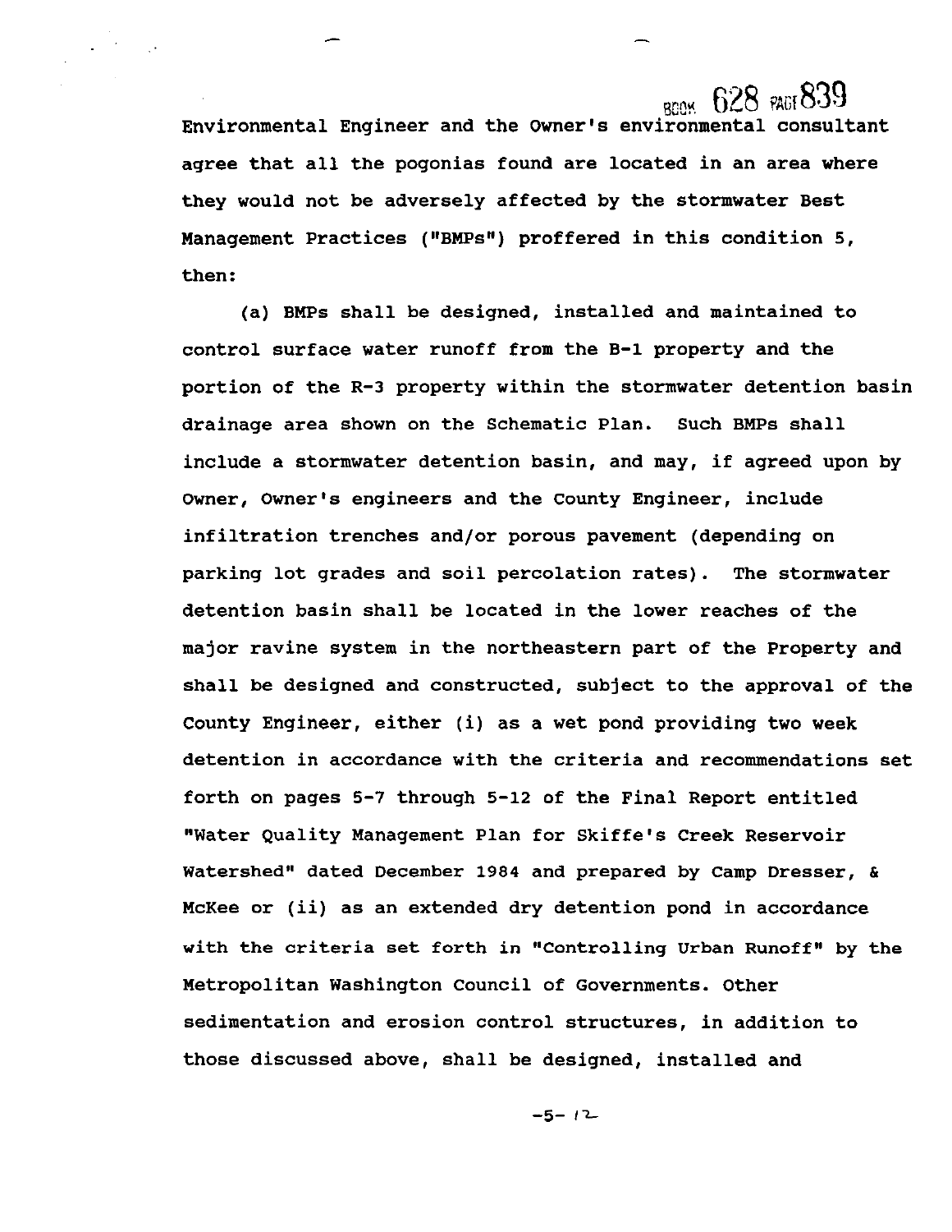Environmental Engineer and the Owner's environmental consultant agree that all the pogonias found are located in an area where they would not be adversely affected by the stormwater Best Management Practices ("BMPs") proffered in this condition 5, then:

(a) BMPs shall be designed, installed and maintained to control surface water runoff from the B-1 property and the portion of the R-3 property within the stormwater detention basin drainage area shown on the Schematic Plan. Such BMPs shall include a stormwater detention basin, and may, if agreed upon by Owner, Owner's engineers and the County Engineer, include infiltration trenches and/or porous pavement (depending on parking lot grades and soil percolation rates). The stormwater detention basin shall be located in the lower reaches of the major ravine system in the northeastern part of the Property and shall be designed and constructed, subject to the approval of the County Engineer, either (i) as a wet pond providing two week detention in accordance with the criteria and recommendations set forth on pages 5-7 through 5-12 of the Final Report entitled "Water Quality Management Plan for Skiffe's Creek Reservoir Watershed" dated December 1984 and prepared by Camp Dresser, & McKee or (ii) as an extended dry detention pond in accordance with the criteria set forth in "Controlling Urban Runoff" by the Metropolitan Washington Council of Governments. Other sedimentation and erosion control structures, in addition to those discussed above, shall be designed, installed and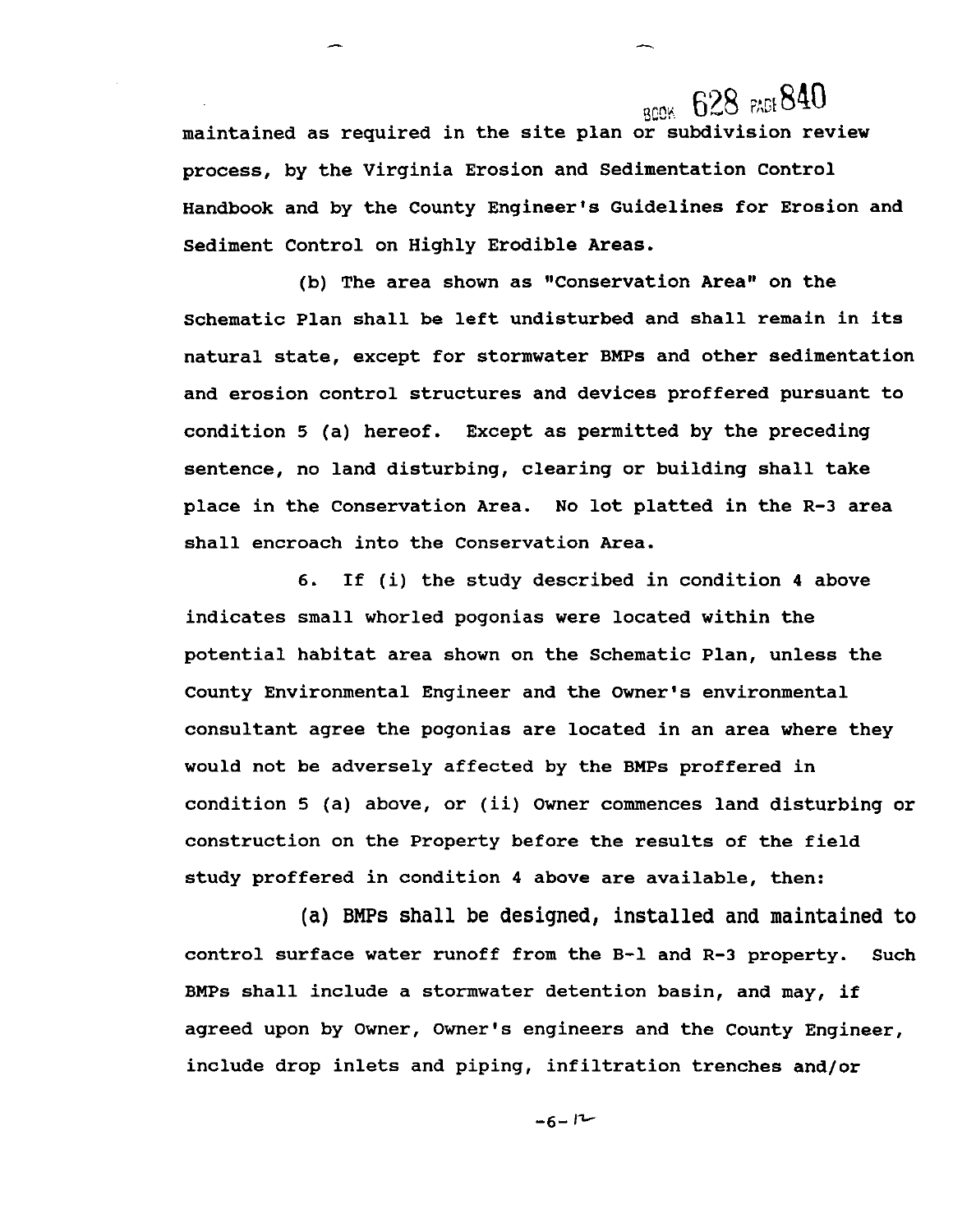maintained as required in the site plan or subdivision review process, by the Virginia Erosion and Sedimentation Control Handbook and by the County Engineer's Guidelines for Erosion and Sediment Control on Highly Erodible Areas.

(b) The area shown as "Conservation Area" on the Schematic Plan shall be left undisturbed and shall remain in its natural state, except for stormwater BMPs and other sedimentation and erosion control structures and devices proffered pursuant to condition 5 (a) hereof. Except as permitted by the preceding sentence, no land disturbing, clearing or building shall take place in the Conservation Area. No lot platted in the R-3 area shall encroach into the Conservation Area.

6. If (i) the study described in condition 4 above indicates small whorled pogonias were located within the potential habitat area shown on the Schematic Plan, unless the County Environmental Engineer and the Owner's environmental consultant agree the pogonias are located in an area where they would not be adversely affected by the BMPs proffered in condition 5 (a) above, or (ii) Owner commences land disturbing or construction on the Property before the results of the field study proffered in condition 4 above are available, then:

(a) BMPs shall be designed, installed and maintained to control surface water runoff from the B-1 and R-3 property. Such BMPs shall include a stormwater detention basin, and may, if agreed upon by Owner, Owner's engineers and the County Engineer, include drop inlets and piping, infiltration trenches and/or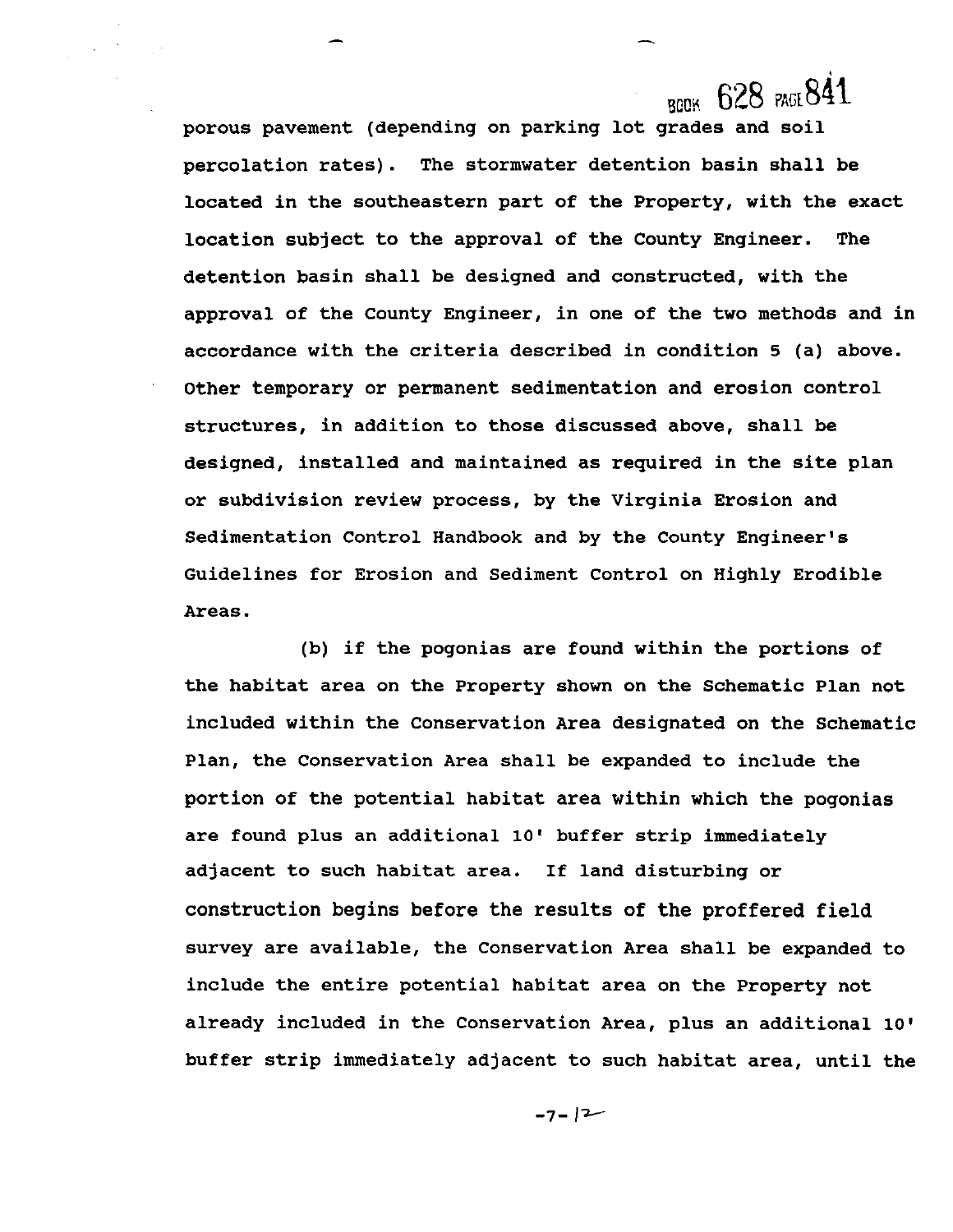porous pavement (depending on parking lot grades and soil percolation rates). The stormwater detention basin shall be located in the southeastern part of the Property, with the exact location subject to the approval of the County Engineer. The detention basin shall be designed and constructed, with the approval of the County Engineer, in one of the two methods and in accordance with the criteria described in condition 5 (a) above. Other temporary or permanent sedimentation and erosion control structures, in addition to those discussed above, shall be designed, installed and maintained as required in the site plan or subdivision review process, by the Virginia Erosion and Sedimentation Control Handbook and by the County Engineer's Guidelines for Erosion and Sediment Control on Highly Erodible Areas.

(b) if the pogonias are found within the portions of the habitat area on the Property shown on the Schematic Plan not included within the Conservation Area designated on the Schematic Plan, the Conservation Area shall be expanded to include the portion of the potential habitat area within which the pogonias are found plus an additional 10' buffer strip immediately adjacent to such habitat area. If land disturbing or construction begins before the results of the proffered field survey are available, the Conservation Area shall be expanded to include the entire potential habitat area on the Property not already included in the Conservation Area, plus an additional 10' buffer strip immediately adjacent to such habitat area, until the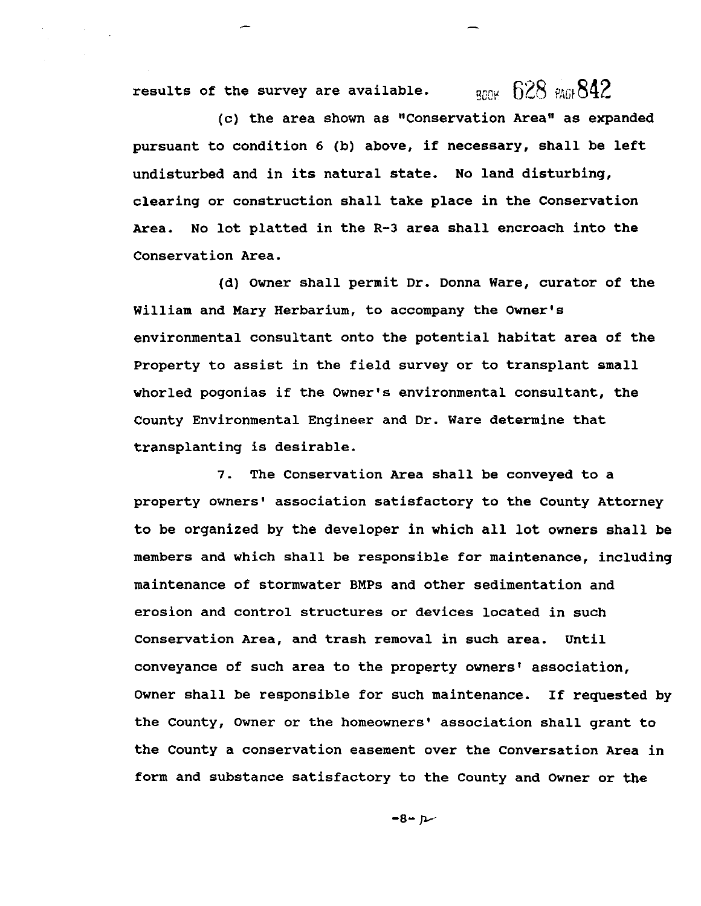results of the survey are available.

(c) the area shown as "Conservation Area" as expanded pursuant to condition 6 (b) above, if necessary, shall be left undisturbed and in its natural state. No land disturbing, clearing or construction shall take place in the Conservation Area. No lot platted in the R-3 area shall encroach into the Conservation Area.

(d) Owner shall permit Dr. Donna Ware, curator of the William and Mary Herbarium, to accompany the Owner's environmental consultant onto the potential habitat area of the Property to assist in the field survey or to transplant small whorled pogonias if the Owner's environmental consultant, the County Environmental Engineer and Dr. Ware determine that transplanting is desirable.

7. The Conservation Area shall be conveyed to a property owners' association satisfactory to the County Attorney to be organized by the developer in which all lot owners shall be members and which shall be responsible for maintenance, including maintenance of stormwater BMPs and other sedimentation and erosion and control structures or devices located in such Conservation Area, and trash removal in such area. Until conveyance of such area to the property owners' association, Owner shall be responsible for such maintenance. If requested by the County, Owner or the homeowners' association shall grant to the County a conservation easement over the Conversation Area in form and substance satisfactory to the County and Owner or the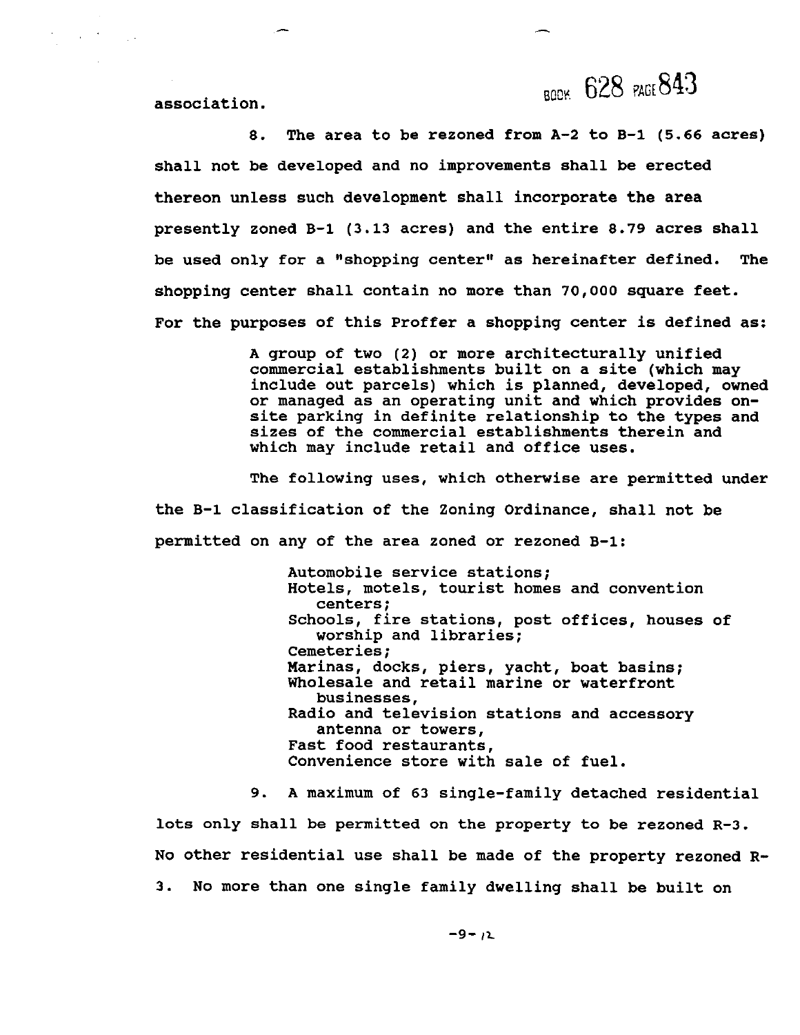association.

8. The area to be rezoned from A-2 to B-1 (5.66 acres) shall not be developed and no improvements shall be erected thereon unless such development shall incorporate the area presently zoned B-1 (3.13 acres) and the entire 8.79 acres shall be used only for a "shopping center" as hereinafter defined. The shopping center shall contain no more than 70,000 square feet. For the purposes of this Proffer a shopping center is defined as:

> A group of two (2) or more architecturally unified commercial establishments built on a site (which may include out parcels) which is planned, developed, owned or managed as an operating unit and which provides on-site parking in definite relationship to the types and sizes of the commercial establishments therein and which may include retail and office uses.

The following uses, which otherwise are permitted under the B-1 classification of the Zoning Ordinance, shall not be permitted on any of the area zoned or rezoned B-1:

> Automobile service stations;
> Hotels, motels, tourist homes and convention centers;
> Schools, fire stations, post offices, houses of worship and libraries;
> Cemeteries;
> Marinas, docks, piers, yacht, boat basins;
> Wholesale and retail marine or waterfront businesses,
> Radio and television stations and accessory antenna or towers,
> Fast food restaurants,
> Convenience store with sale of fuel.

9. A maximum of 63 single-family detached residential lots only shall be permitted on the property to be rezoned R-3. No other residential use shall be made of the property rezoned R-3. No more than one single family dwelling shall be built on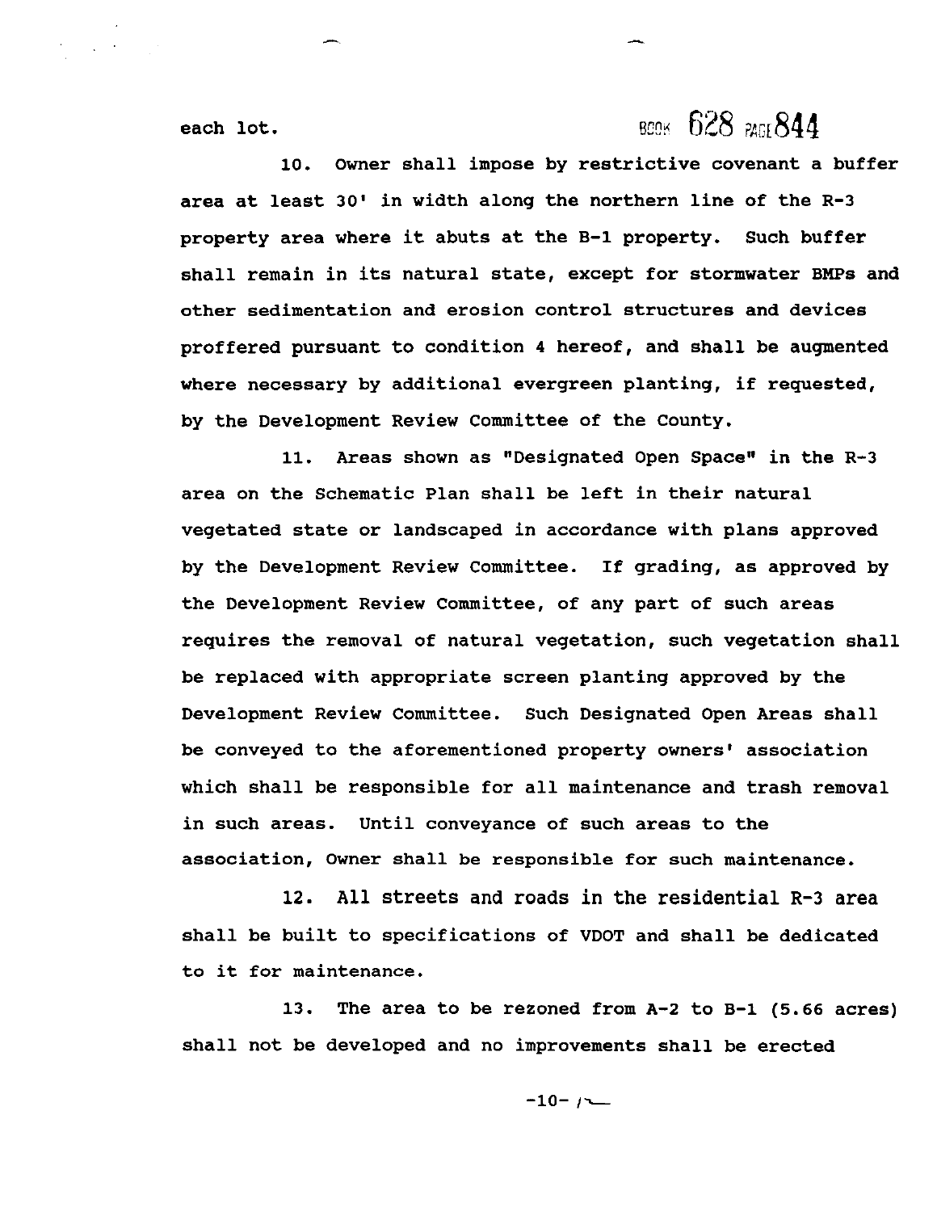each lot.

10. Owner shall impose by restrictive covenant a buffer area at least 30' in width along the northern line of the R-3 property area where it abuts at the B-1 property. Such buffer shall remain in its natural state, except for stormwater BMPs and other sedimentation and erosion control structures and devices proffered pursuant to condition 4 hereof, and shall be augmented where necessary by additional evergreen planting, if requested, by the Development Review Committee of the County.

11. Areas shown as "Designated Open Space" in the R-3 area on the Schematic Plan shall be left in their natural vegetated state or landscaped in accordance with plans approved by the Development Review Committee. If grading, as approved by the Development Review Committee, of any part of such areas requires the removal of natural vegetation, such vegetation shall be replaced with appropriate screen planting approved by the Development Review Committee. Such Designated Open Areas shall be conveyed to the aforementioned property owners' association which shall be responsible for all maintenance and trash removal in such areas. Until conveyance of such areas to the association, Owner shall be responsible for such maintenance.

12. All streets and roads in the residential R-3 area shall be built to specifications of VDOT and shall be dedicated to it for maintenance.

13. The area to be rezoned from A-2 to B-1 (5.66 acres) shall not be developed and no improvements shall be erected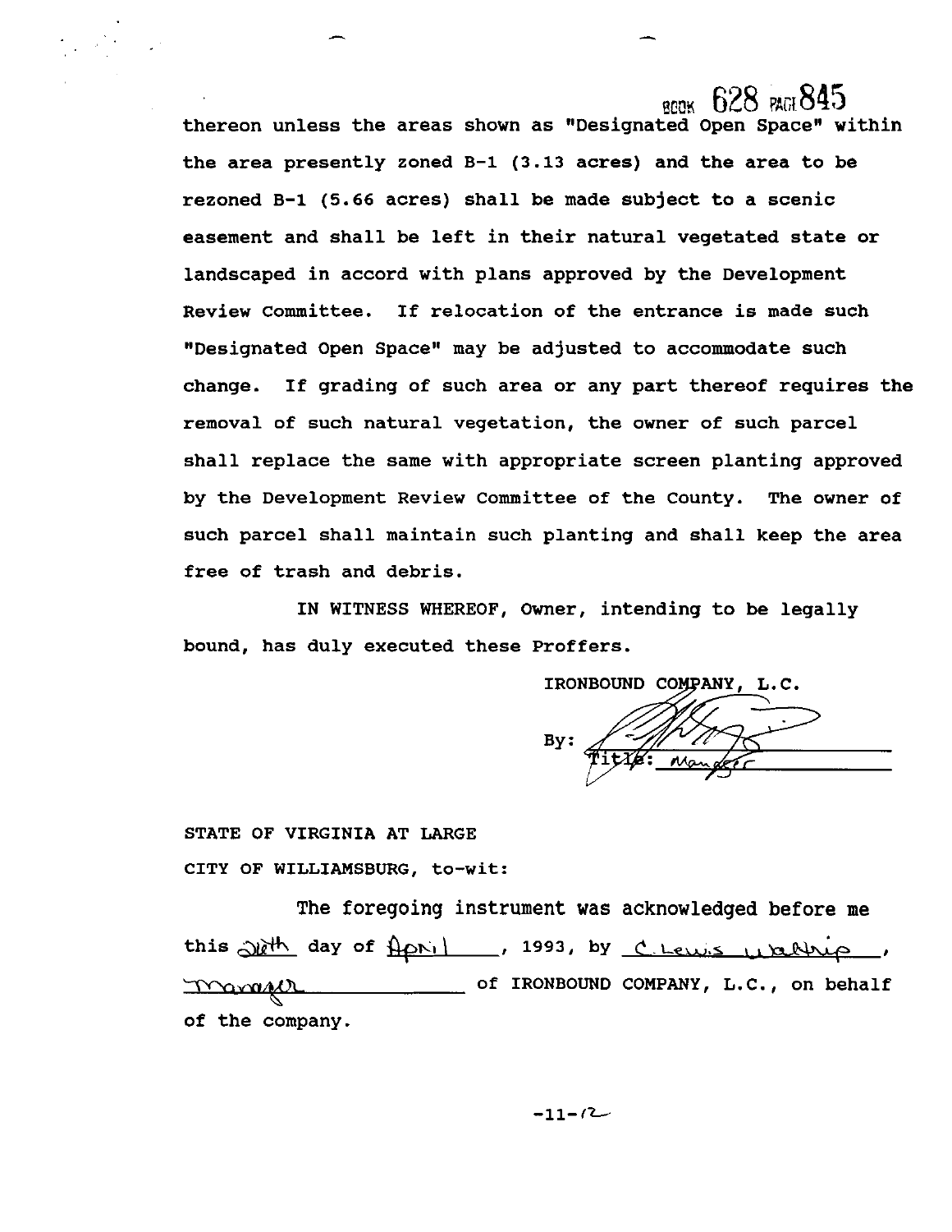thereon unless the areas shown as "Designated Open Space" within the area presently zoned B-1 (3.13 acres) and the area to be rezoned B-1 (5.66 acres) shall be made subject to a scenic easement and shall be left in their natural vegetated state or landscaped in accord with plans approved by the Development Review Committee. If relocation of the entrance is made such "Designated Open Space" may be adjusted to accommodate such change. If grading of such area or any part thereof requires the removal of such natural vegetation, the owner of such parcel shall replace the same with appropriate screen planting approved by the Development Review Committee of the County. The owner of such parcel shall maintain such planting and shall keep the area free of trash and debris.

IN WITNESS WHEREOF, Owner, intending to be legally bound, has duly executed these Proffers.

IRONBOUND COMPANY, L.C.

By: ______________________

Title: Manager

STATE OF VIRGINIA AT LARGE

CITY OF WILLIAMSBURG, to-wit:

The foregoing instrument was acknowledged before me this 28th day of April, 1993, by C. Lewis Waltrip, Manager of IRONBOUND COMPANY, L.C., on behalf of the company.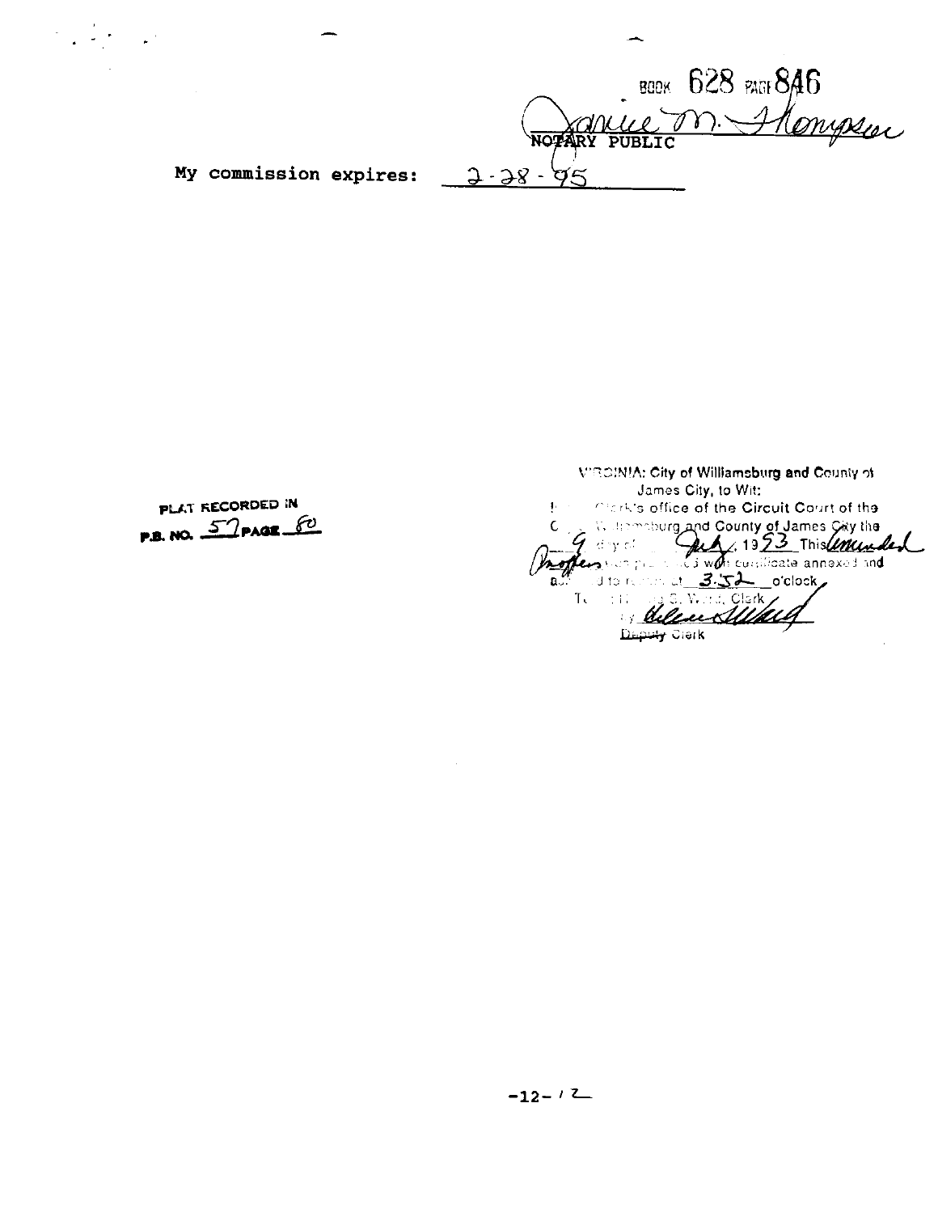BOOK 628 PAGE 846

Janice M. Thompson
NOTARY PUBLIC

My commission expires: 2-28-95

PLAT RECORDED IN
P.B. NO. 57 PAGE 60

VIRGINIA: City of Williamsburg and County of James City, to Wit:
In the Clerk's office of the Circuit Court of the City of Williamsburg and County of James City the 9 day of July, 1993 This amended Proffers was presented with certificate annexed and admitted to record at 3:52 o'clock.
Teste: Helen S. Ward, Clerk
by Helen Ward
Deputy Clerk

-12-/2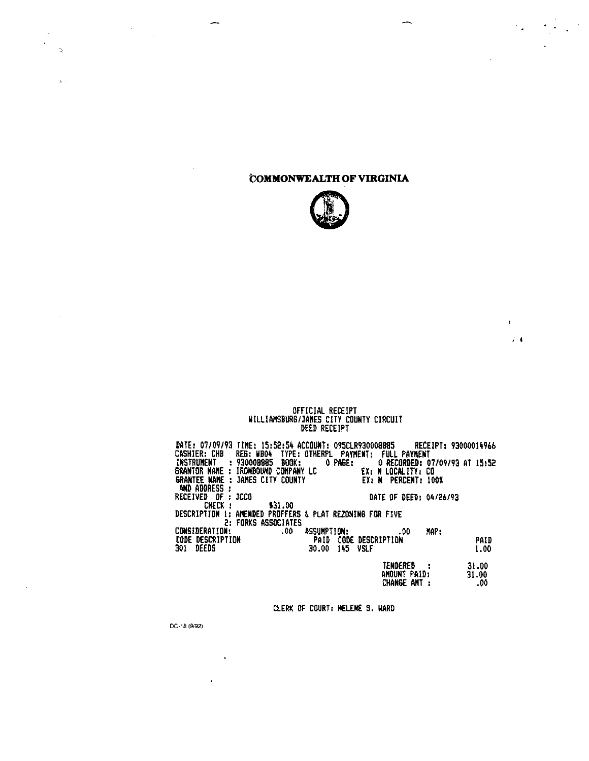**COMMONWEALTH OF VIRGINIA**

OFFICIAL RECEIPT
WILLIAMSBURG/JAMES CITY COUNTY CIRCUIT
DEED RECEIPT

DATE: 07/09/93 TIME: 15:52:54 ACCOUNT: 095CLR930008885 RECEIPT: 93000014966
CASHIER: CHB REG: WB04 TYPE: OTHERPL PAYMENT: FULL PAYMENT
INSTRUMENT : 930008885 BOOK: 0 PAGE: 0 RECORDED: 07/09/93 AT 15:52
GRANTOR NAME : IRONBOUND COMPANY LC EX: N LOCALITY: CO
GRANTEE NAME : JAMES CITY COUNTY EX: N PERCENT: 100%
AND ADDRESS :
RECEIVED OF : JCCO DATE OF DEED: 04/26/93
CHECK : $31.00
DESCRIPTION 1: AMENDED PROFFERS & PLAT REZONING FOR FIVE
2: FORKS ASSOCIATES
CONSIDERATION: .00 ASSUMPTION: .00 MAP:

| CODE | DESCRIPTION | PAID | CODE | DESCRIPTION | PAID |
|---|---|---|---|---|---|
| 301 | DEEDS | 30.00 | 145 | VSLF | 1.00 |

TENDERED : 31.00
AMOUNT PAID: 31.00
CHANGE AMT : .00

CLERK OF COURT: HELENE S. WARD

DC-18 (9/92)